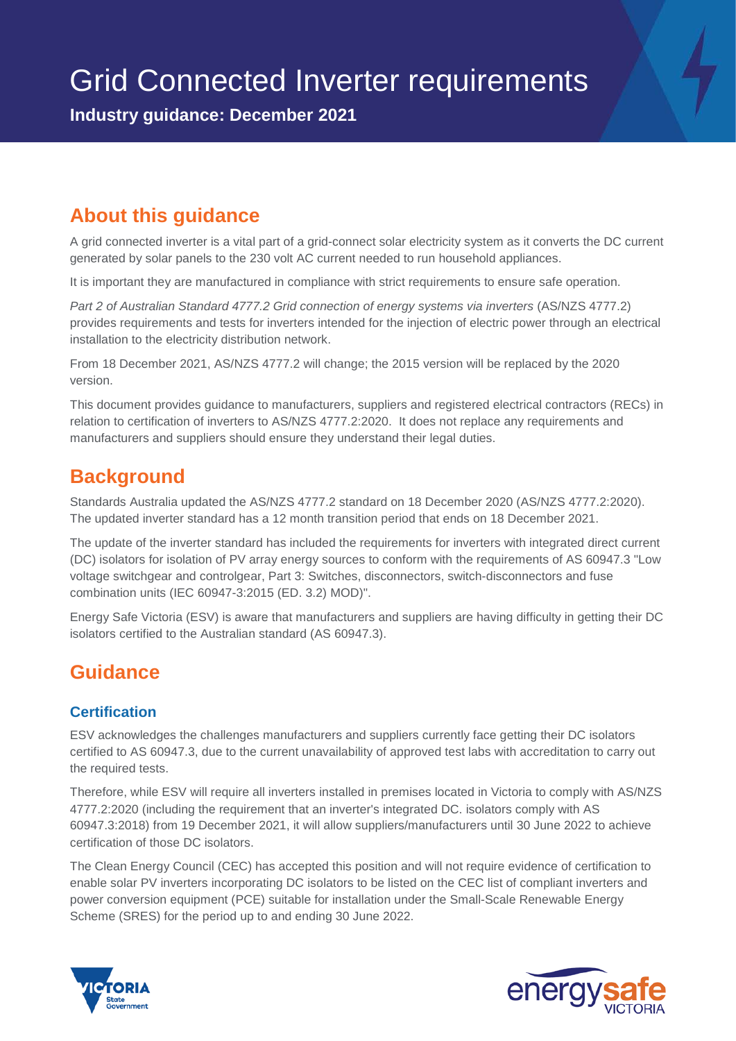# Grid Connected Inverter requirements

**Industry guidance: December 2021**

## About this guidance

A grid connected inverter is a vital part of a grid-connect solar electricity system as it converts the DC current generated by solar panels to the 230 volt AC current needed to run household appliances.

It is important they are manufactured in compliance with strict requirements to ensure safe operation.

*Part 2 of Australian Standard 4777.2 Grid connection of energy systems via inverters* (AS/NZS 4777.2) provides requirements and tests for inverters intended for the injection of electric power through an electrical installation to the electricity distribution network.

From 18 December 2021, AS/NZS 4777.2 will change; the 2015 version will be replaced by the 2020 version.

This document provides guidance to manufacturers, suppliers and registered electrical contractors (RECs) in relation to certification of inverters to AS/NZS 4777.2:2020. It does not replace any requirements and manufacturers and suppliers should ensure they understand their legal duties.

## Background

Standards Australia updated the AS/NZS 4777.2 standard on 18 December 2020 (AS/NZS 4777.2:2020). The updated inverter standard has a 12 month transition period that ends on 18 December 2021.

The update of the inverter standard has included the requirements for inverters with integrated direct current (DC) isolators for isolation of PV array energy sources to conform with the requirements of AS 60947.3 "Low voltage switchgear and controlgear, Part 3: Switches, disconnectors, switch-disconnectors and fuse combination units (IEC 60947-3:2015 (ED. 3.2) MOD)".

Energy Safe Victoria (ESV) is aware that manufacturers and suppliers are having difficulty in getting their DC isolators certified to the Australian standard (AS 60947.3).

## Guidance

### Certification

ESV acknowledges the challenges manufacturers and suppliers currently face getting their DC isolators certified to AS 60947.3, due to the current unavailability of approved test labs with accreditation to carry out the required tests.

Therefore, while ESV will require all inverters installed in premises located in Victoria to comply with AS/NZS 4777.2:2020 (including the requirement that an inverter's integrated DC. isolators comply with AS 60947.3:2018) from 19 December 2021, it will allow suppliers/manufacturers until 30 June 2022 to achieve certification of those DC isolators.

The Clean Energy Council (CEC) has accepted this position and will not require evidence of certification to enable solar PV inverters incorporating DC isolators to be listed on the CEC list of compliant inverters and power conversion equipment (PCE) suitable for installation under the Small-Scale Renewable Energy Scheme (SRES) for the period up to and ending 30 June 2022.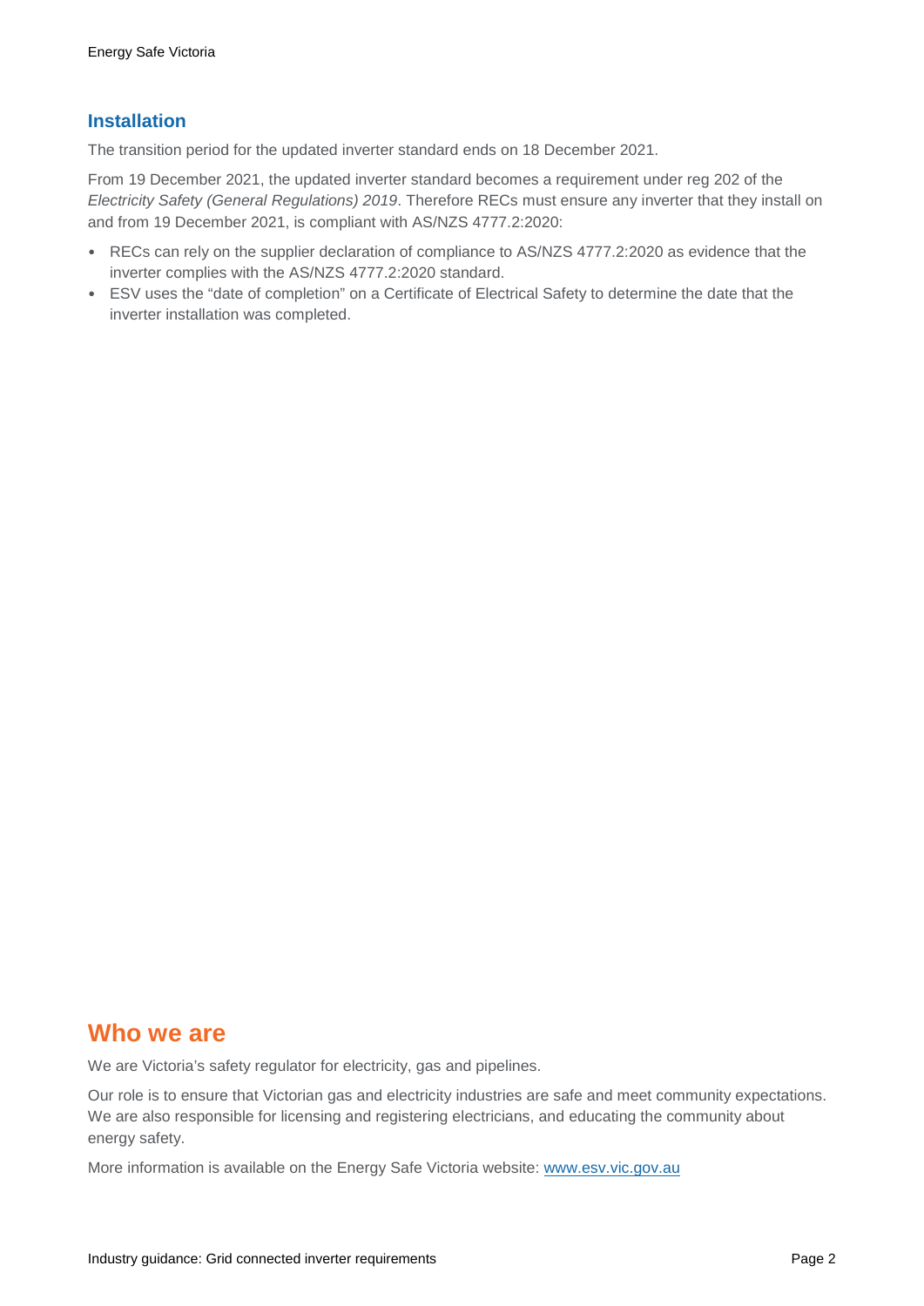## Installation

The transition period for the updated inverter standard ends on 18 December 2021.

From 19 December 2021, the updated inverter standard becomes a requirement under reg 202 of the *Electricity Safety (General Regulations) 2019*. Therefore RECs must ensure any inverter that they install on and from 19 December 2021, is compliant with AS/NZS 4777.2:2020:

- RECs can rely on the supplier declaration of compliance to AS/NZS 4777.2:2020 as evidence that the inverter complies with the AS/NZS 4777.2:2020 standard.
- ESV uses the "date of completion" on a Certificate of Electrical Safety to determine the date that the inverter installation was completed.

# Who we are

We are Victoria's safety regulator for electricity, gas and pipelines.

Our role is to ensure that Victorian gas and electricity industries are safe and meet community expectations. We are also responsible for licensing and registering electricians, and educating the community about energy safety.

More information is available on the Energy Safe Victoria website: [www.esv.vic.gov.au](http://www.esv.vic.gov.au)